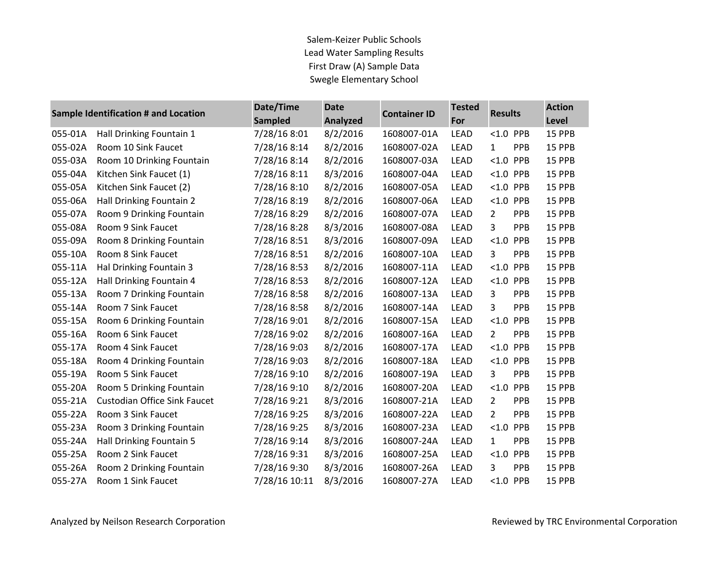Salem-Keizer Public Schools
Lead Water Sampling Results
First Draw (A) Sample Data
Swegle Elementary School

| Sample Identification # and Location | | Date/Time Sampled | Date Analyzed | Container ID | Tested For | Results | | Action Level |
|---|---|---|---|---|---|---|---|---|
| 055-01A | Hall Drinking Fountain 1 | 7/28/16 8:01 | 8/2/2016 | 1608007-01A | LEAD | <1.0 | PPB | 15 PPB |
| 055-02A | Room 10 Sink Faucet | 7/28/16 8:14 | 8/2/2016 | 1608007-02A | LEAD | 1 | PPB | 15 PPB |
| 055-03A | Room 10 Drinking Fountain | 7/28/16 8:14 | 8/2/2016 | 1608007-03A | LEAD | <1.0 | PPB | 15 PPB |
| 055-04A | Kitchen Sink Faucet (1) | 7/28/16 8:11 | 8/3/2016 | 1608007-04A | LEAD | <1.0 | PPB | 15 PPB |
| 055-05A | Kitchen Sink Faucet (2) | 7/28/16 8:10 | 8/2/2016 | 1608007-05A | LEAD | <1.0 | PPB | 15 PPB |
| 055-06A | Hall Drinking Fountain 2 | 7/28/16 8:19 | 8/2/2016 | 1608007-06A | LEAD | <1.0 | PPB | 15 PPB |
| 055-07A | Room 9 Drinking Fountain | 7/28/16 8:29 | 8/2/2016 | 1608007-07A | LEAD | 2 | PPB | 15 PPB |
| 055-08A | Room 9 Sink Faucet | 7/28/16 8:28 | 8/3/2016 | 1608007-08A | LEAD | 3 | PPB | 15 PPB |
| 055-09A | Room 8 Drinking Fountain | 7/28/16 8:51 | 8/3/2016 | 1608007-09A | LEAD | <1.0 | PPB | 15 PPB |
| 055-10A | Room 8 Sink Faucet | 7/28/16 8:51 | 8/2/2016 | 1608007-10A | LEAD | 3 | PPB | 15 PPB |
| 055-11A | Hal Drinking Fountain 3 | 7/28/16 8:53 | 8/2/2016 | 1608007-11A | LEAD | <1.0 | PPB | 15 PPB |
| 055-12A | Hall Drinking Fountain 4 | 7/28/16 8:53 | 8/2/2016 | 1608007-12A | LEAD | <1.0 | PPB | 15 PPB |
| 055-13A | Room 7 Drinking Fountain | 7/28/16 8:58 | 8/2/2016 | 1608007-13A | LEAD | 3 | PPB | 15 PPB |
| 055-14A | Room 7 Sink Faucet | 7/28/16 8:58 | 8/2/2016 | 1608007-14A | LEAD | 3 | PPB | 15 PPB |
| 055-15A | Room 6 Drinking Fountain | 7/28/16 9:01 | 8/2/2016 | 1608007-15A | LEAD | <1.0 | PPB | 15 PPB |
| 055-16A | Room 6 Sink Faucet | 7/28/16 9:02 | 8/2/2016 | 1608007-16A | LEAD | 2 | PPB | 15 PPB |
| 055-17A | Room 4 Sink Faucet | 7/28/16 9:03 | 8/2/2016 | 1608007-17A | LEAD | <1.0 | PPB | 15 PPB |
| 055-18A | Room 4 Drinking Fountain | 7/28/16 9:03 | 8/2/2016 | 1608007-18A | LEAD | <1.0 | PPB | 15 PPB |
| 055-19A | Room 5 Sink Faucet | 7/28/16 9:10 | 8/2/2016 | 1608007-19A | LEAD | 3 | PPB | 15 PPB |
| 055-20A | Room 5 Drinking Fountain | 7/28/16 9:10 | 8/2/2016 | 1608007-20A | LEAD | <1.0 | PPB | 15 PPB |
| 055-21A | Custodian Office Sink Faucet | 7/28/16 9:21 | 8/3/2016 | 1608007-21A | LEAD | 2 | PPB | 15 PPB |
| 055-22A | Room 3 Sink Faucet | 7/28/16 9:25 | 8/3/2016 | 1608007-22A | LEAD | 2 | PPB | 15 PPB |
| 055-23A | Room 3 Drinking Fountain | 7/28/16 9:25 | 8/3/2016 | 1608007-23A | LEAD | <1.0 | PPB | 15 PPB |
| 055-24A | Hall Drinking Fountain 5 | 7/28/16 9:14 | 8/3/2016 | 1608007-24A | LEAD | 1 | PPB | 15 PPB |
| 055-25A | Room 2 Sink Faucet | 7/28/16 9:31 | 8/3/2016 | 1608007-25A | LEAD | <1.0 | PPB | 15 PPB |
| 055-26A | Room 2 Drinking Fountain | 7/28/16 9:30 | 8/3/2016 | 1608007-26A | LEAD | 3 | PPB | 15 PPB |
| 055-27A | Room 1 Sink Faucet | 7/28/16 10:11 | 8/3/2016 | 1608007-27A | LEAD | <1.0 | PPB | 15 PPB |

Analyzed by Neilson Research Corporation

Reviewed by TRC Environmental Corporation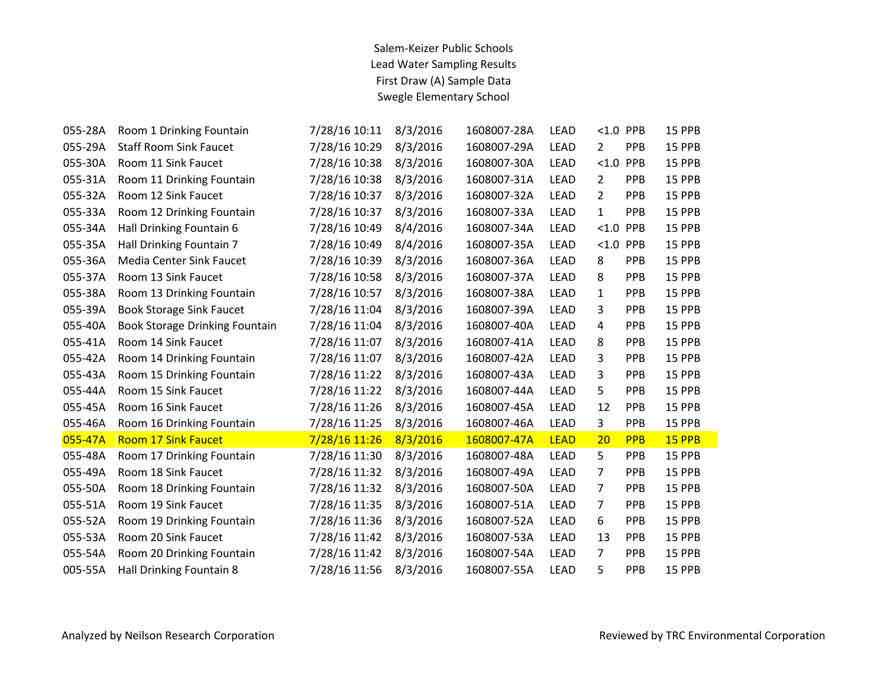Salem-Keizer Public Schools
Lead Water Sampling Results
First Draw (A) Sample Data
Swegle Elementary School

| | | | | | | | | |
|---|---|---|---|---|---|---|---|---|
| 055-28A | Room 1 Drinking Fountain | 7/28/16 10:11 | 8/3/2016 | 1608007-28A | LEAD | <1.0 | PPB | 15 PPB |
| 055-29A | Staff Room Sink Faucet | 7/28/16 10:29 | 8/3/2016 | 1608007-29A | LEAD | 2 | PPB | 15 PPB |
| 055-30A | Room 11 Sink Faucet | 7/28/16 10:38 | 8/3/2016 | 1608007-30A | LEAD | <1.0 | PPB | 15 PPB |
| 055-31A | Room 11 Drinking Fountain | 7/28/16 10:38 | 8/3/2016 | 1608007-31A | LEAD | 2 | PPB | 15 PPB |
| 055-32A | Room 12 Sink Faucet | 7/28/16 10:37 | 8/3/2016 | 1608007-32A | LEAD | 2 | PPB | 15 PPB |
| 055-33A | Room 12 Drinking Fountain | 7/28/16 10:37 | 8/3/2016 | 1608007-33A | LEAD | 1 | PPB | 15 PPB |
| 055-34A | Hall Drinking Fountain 6 | 7/28/16 10:49 | 8/4/2016 | 1608007-34A | LEAD | <1.0 | PPB | 15 PPB |
| 055-35A | Hall Drinking Fountain 7 | 7/28/16 10:49 | 8/4/2016 | 1608007-35A | LEAD | <1.0 | PPB | 15 PPB |
| 055-36A | Media Center Sink Faucet | 7/28/16 10:39 | 8/3/2016 | 1608007-36A | LEAD | 8 | PPB | 15 PPB |
| 055-37A | Room 13 Sink Faucet | 7/28/16 10:58 | 8/3/2016 | 1608007-37A | LEAD | 8 | PPB | 15 PPB |
| 055-38A | Room 13 Drinking Fountain | 7/28/16 10:57 | 8/3/2016 | 1608007-38A | LEAD | 1 | PPB | 15 PPB |
| 055-39A | Book Storage Sink Faucet | 7/28/16 11:04 | 8/3/2016 | 1608007-39A | LEAD | 3 | PPB | 15 PPB |
| 055-40A | Book Storage Drinking Fountain | 7/28/16 11:04 | 8/3/2016 | 1608007-40A | LEAD | 4 | PPB | 15 PPB |
| 055-41A | Room 14 Sink Faucet | 7/28/16 11:07 | 8/3/2016 | 1608007-41A | LEAD | 8 | PPB | 15 PPB |
| 055-42A | Room 14 Drinking Fountain | 7/28/16 11:07 | 8/3/2016 | 1608007-42A | LEAD | 3 | PPB | 15 PPB |
| 055-43A | Room 15 Drinking Fountain | 7/28/16 11:22 | 8/3/2016 | 1608007-43A | LEAD | 3 | PPB | 15 PPB |
| 055-44A | Room 15 Sink Faucet | 7/28/16 11:22 | 8/3/2016 | 1608007-44A | LEAD | 5 | PPB | 15 PPB |
| 055-45A | Room 16 Sink Faucet | 7/28/16 11:26 | 8/3/2016 | 1608007-45A | LEAD | 12 | PPB | 15 PPB |
| 055-46A | Room 16 Drinking Fountain | 7/28/16 11:25 | 8/3/2016 | 1608007-46A | LEAD | 3 | PPB | 15 PPB |
| 055-47A | Room 17 Sink Faucet | 7/28/16 11:26 | 8/3/2016 | 1608007-47A | LEAD | 20 | PPB | 15 PPB |
| 055-48A | Room 17 Drinking Fountain | 7/28/16 11:30 | 8/3/2016 | 1608007-48A | LEAD | 5 | PPB | 15 PPB |
| 055-49A | Room 18 Sink Faucet | 7/28/16 11:32 | 8/3/2016 | 1608007-49A | LEAD | 7 | PPB | 15 PPB |
| 055-50A | Room 18 Drinking Fountain | 7/28/16 11:32 | 8/3/2016 | 1608007-50A | LEAD | 7 | PPB | 15 PPB |
| 055-51A | Room 19 Sink Faucet | 7/28/16 11:35 | 8/3/2016 | 1608007-51A | LEAD | 7 | PPB | 15 PPB |
| 055-52A | Room 19 Drinking Fountain | 7/28/16 11:36 | 8/3/2016 | 1608007-52A | LEAD | 6 | PPB | 15 PPB |
| 055-53A | Room 20 Sink Faucet | 7/28/16 11:42 | 8/3/2016 | 1608007-53A | LEAD | 13 | PPB | 15 PPB |
| 055-54A | Room 20 Drinking Fountain | 7/28/16 11:42 | 8/3/2016 | 1608007-54A | LEAD | 7 | PPB | 15 PPB |
| 005-55A | Hall Drinking Fountain 8 | 7/28/16 11:56 | 8/3/2016 | 1608007-55A | LEAD | 5 | PPB | 15 PPB |

Analyzed by Neilson Research Corporation

Reviewed by TRC Environmental Corporation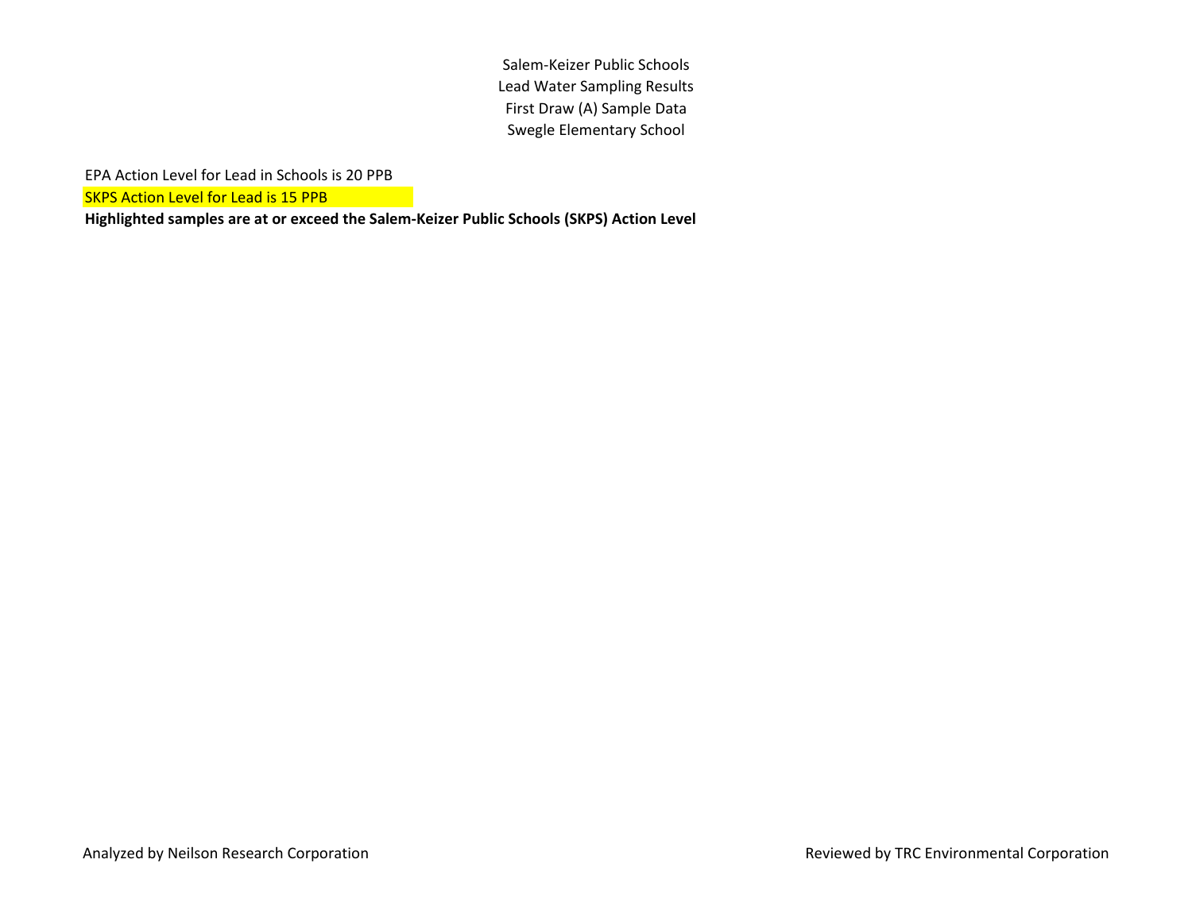Salem-Keizer Public Schools
Lead Water Sampling Results
First Draw (A) Sample Data
Swegle Elementary School

EPA Action Level for Lead in Schools is 20 PPB

SKPS Action Level for Lead is 15 PPB

**Highlighted samples are at or exceed the Salem-Keizer Public Schools (SKPS) Action Level**

Analyzed by Neilson Research Corporation

Reviewed by TRC Environmental Corporation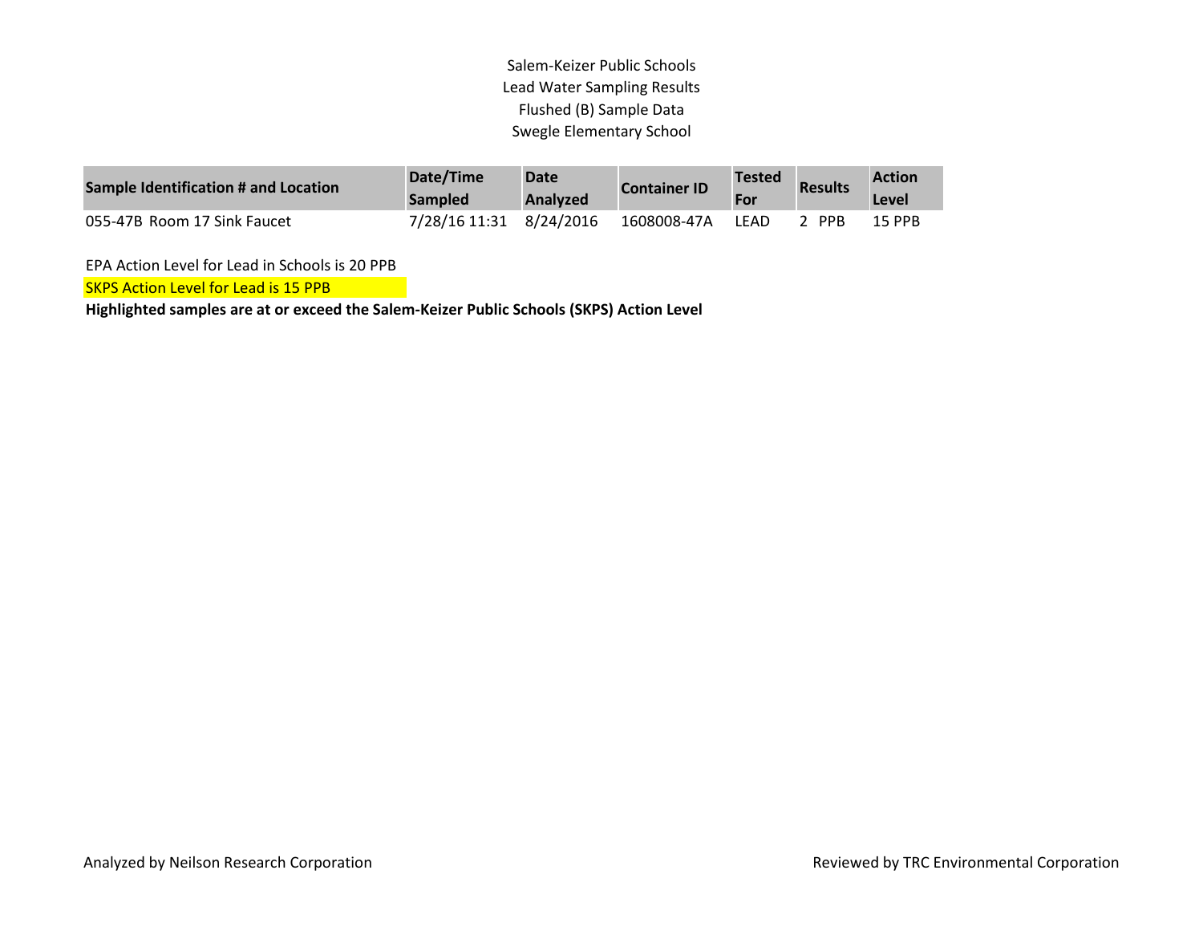Salem-Keizer Public Schools
Lead Water Sampling Results
Flushed (B) Sample Data
Swegle Elementary School

| Sample Identification # and Location | Date/Time Sampled | Date Analyzed | Container ID | Tested For | Results | Action Level |
|---|---|---|---|---|---|---|
| 055-47B Room 17 Sink Faucet | 7/28/16 11:31 | 8/24/2016 | 1608008-47A | LEAD | 2 PPB | 15 PPB |

EPA Action Level for Lead in Schools is 20 PPB

SKPS Action Level for Lead is 15 PPB

**Highlighted samples are at or exceed the Salem-Keizer Public Schools (SKPS) Action Level**

Analyzed by Neilson Research Corporation

Reviewed by TRC Environmental Corporation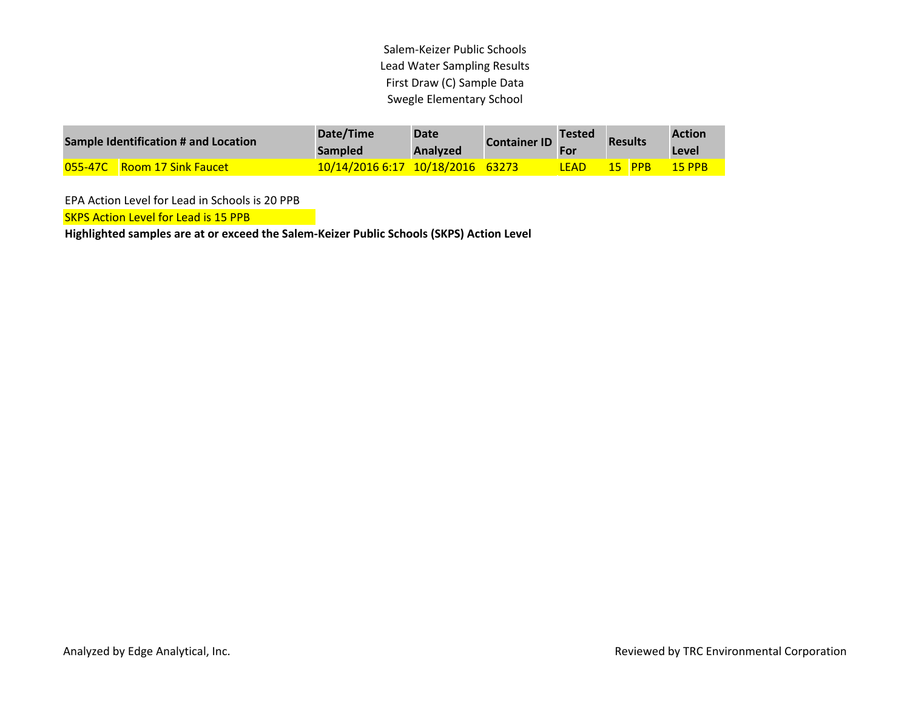Salem-Keizer Public Schools
Lead Water Sampling Results
First Draw (C) Sample Data
Swegle Elementary School

| Sample Identification # and Location | | Date/Time Sampled | Date Analyzed | Container ID | Tested For | Results | | Action Level |
|---|---|---|---|---|---|---|---|---|
| 055-47C | Room 17 Sink Faucet | 10/14/2016 6:17 | 10/18/2016 | 63273 | LEAD | 15 | PPB | 15 PPB |

EPA Action Level for Lead in Schools is 20 PPB

SKPS Action Level for Lead is 15 PPB

**Highlighted samples are at or exceed the Salem-Keizer Public Schools (SKPS) Action Level**

Analyzed by Edge Analytical, Inc.

Reviewed by TRC Environmental Corporation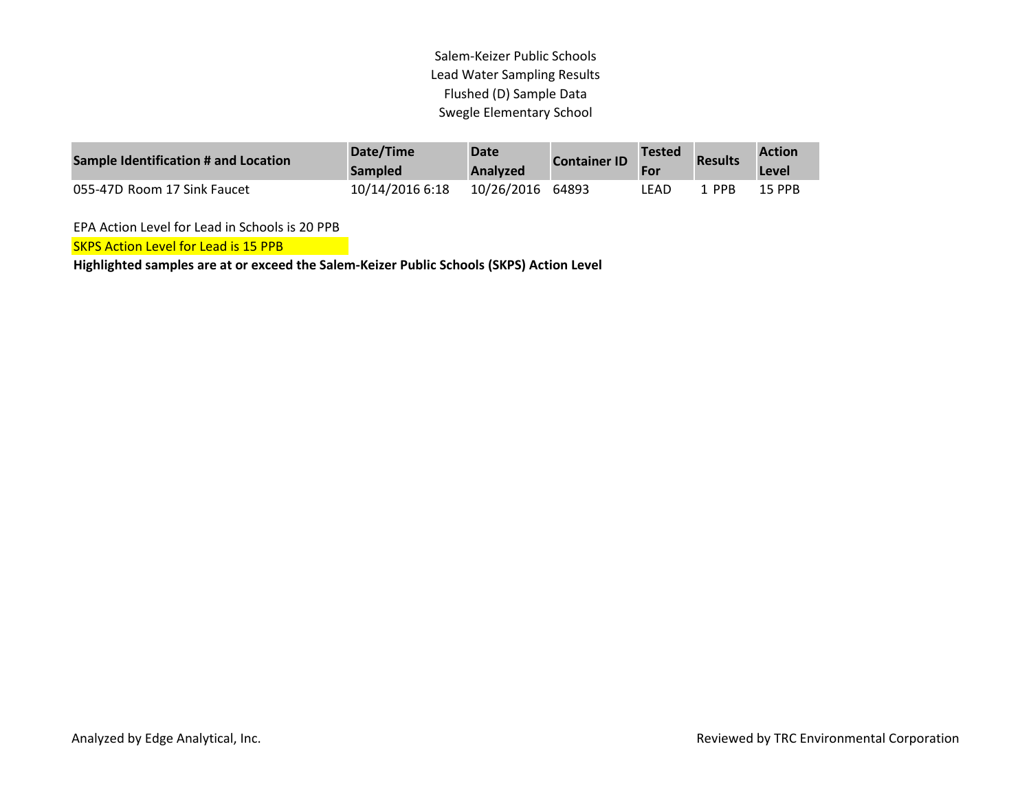Salem-Keizer Public Schools
Lead Water Sampling Results
Flushed (D) Sample Data
Swegle Elementary School

| Sample Identification # and Location | Date/Time Sampled | Date Analyzed | Container ID | Tested For | Results | Action Level |
|---|---|---|---|---|---|---|
| 055-47D Room 17 Sink Faucet | 10/14/2016 6:18 | 10/26/2016 | 64893 | LEAD | 1 PPB | 15 PPB |

EPA Action Level for Lead in Schools is 20 PPB

SKPS Action Level for Lead is 15 PPB

**Highlighted samples are at or exceed the Salem-Keizer Public Schools (SKPS) Action Level**

Analyzed by Edge Analytical, Inc.

Reviewed by TRC Environmental Corporation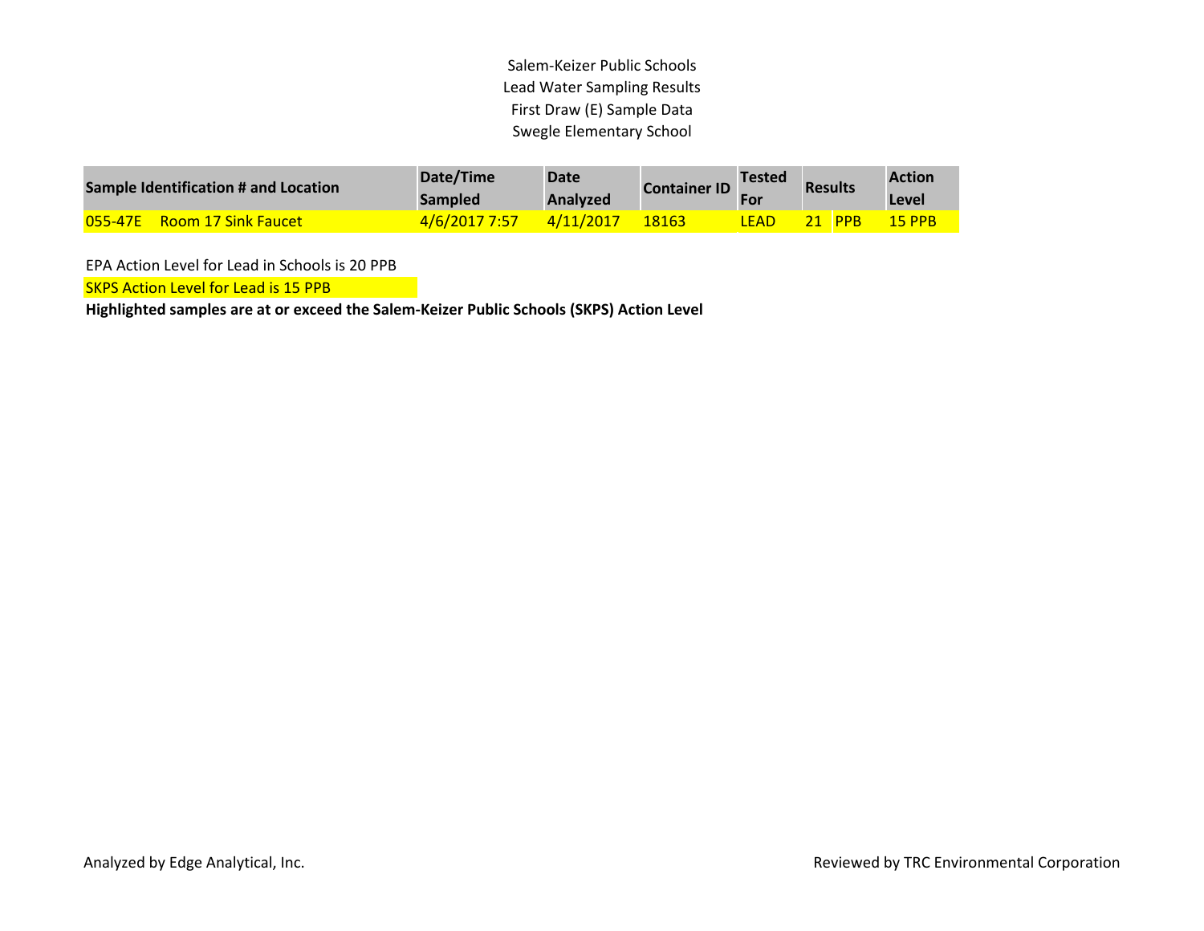Salem-Keizer Public Schools
Lead Water Sampling Results
First Draw (E) Sample Data
Swegle Elementary School

| Sample Identification # and Location | | Date/Time Sampled | Date Analyzed | Container ID | Tested For | Results | | Action Level |
|---|---|---|---|---|---|---|---|---|
| 055-47E | Room 17 Sink Faucet | 4/6/2017 7:57 | 4/11/2017 | 18163 | LEAD | 21 | PPB | 15 PPB |

EPA Action Level for Lead in Schools is 20 PPB

SKPS Action Level for Lead is 15 PPB

**Highlighted samples are at or exceed the Salem-Keizer Public Schools (SKPS) Action Level**

Analyzed by Edge Analytical, Inc.

Reviewed by TRC Environmental Corporation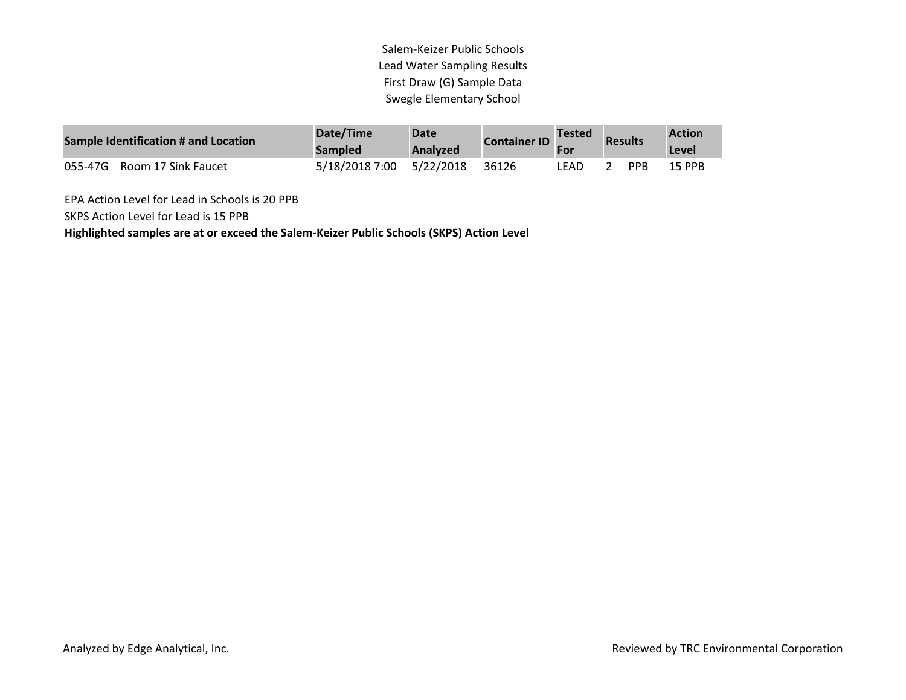Salem-Keizer Public Schools
Lead Water Sampling Results
First Draw (G) Sample Data
Swegle Elementary School

| Sample Identification # and Location | Date/Time Sampled | Date Analyzed | Container ID | Tested For | Results | Action Level |
|---|---|---|---|---|---|---|
| 055-47G Room 17 Sink Faucet | 5/18/2018 7:00 | 5/22/2018 | 36126 | LEAD | 2 PPB | 15 PPB |

EPA Action Level for Lead in Schools is 20 PPB

SKPS Action Level for Lead is 15 PPB

**Highlighted samples are at or exceed the Salem-Keizer Public Schools (SKPS) Action Level**

Analyzed by Edge Analytical, Inc.

Reviewed by TRC Environmental Corporation